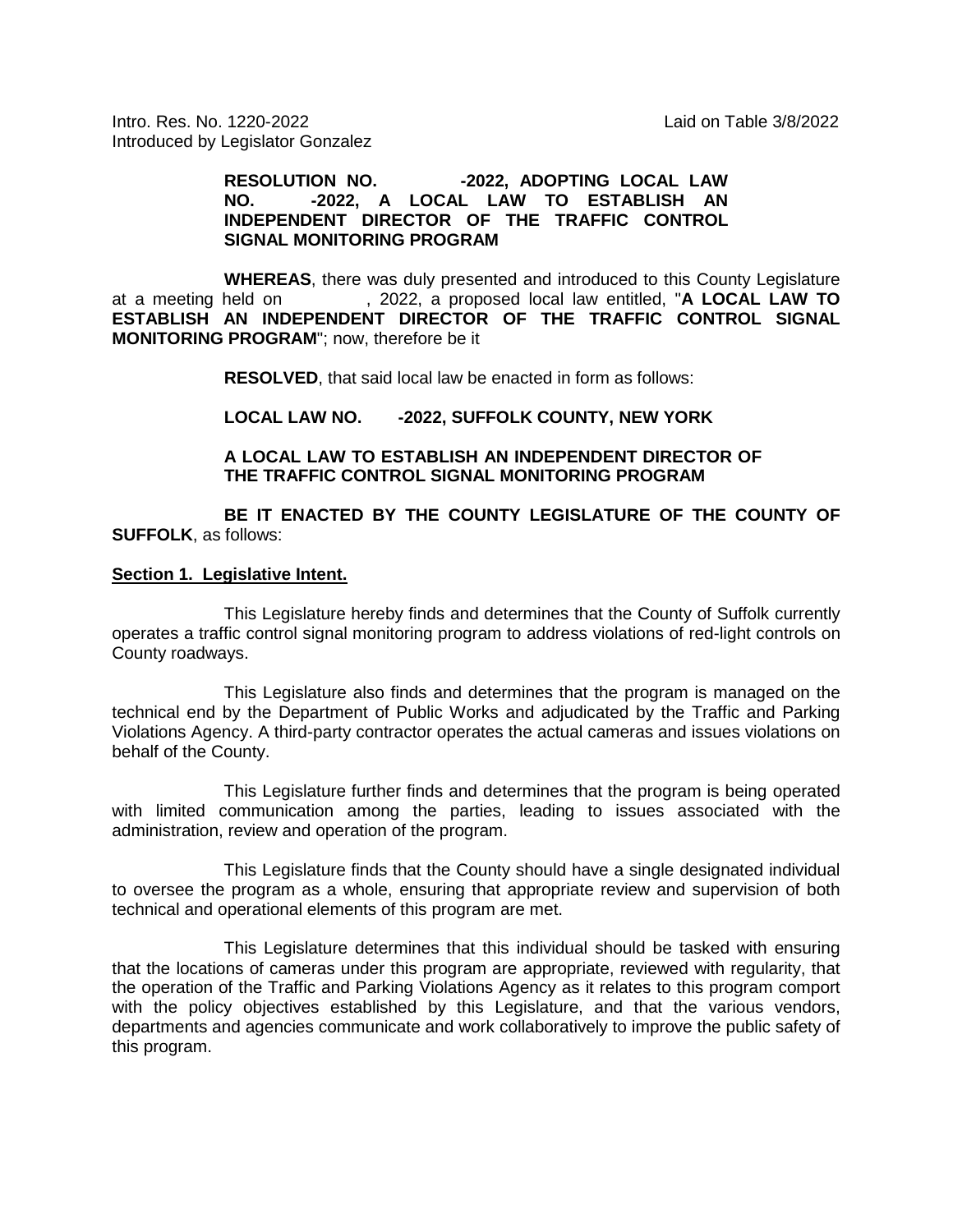Intro. Res. No. 1220-2022 Laid on Table 3/8/2022
Introduced by Legislator Gonzalez

**RESOLUTION NO. -2022, ADOPTING LOCAL LAW NO. -2022, A LOCAL LAW TO ESTABLISH AN INDEPENDENT DIRECTOR OF THE TRAFFIC CONTROL SIGNAL MONITORING PROGRAM**

**WHEREAS**, there was duly presented and introduced to this County Legislature at a meeting held on , 2022, a proposed local law entitled, "**A LOCAL LAW TO ESTABLISH AN INDEPENDENT DIRECTOR OF THE TRAFFIC CONTROL SIGNAL MONITORING PROGRAM**"; now, therefore be it

**RESOLVED**, that said local law be enacted in form as follows:

**LOCAL LAW NO. -2022, SUFFOLK COUNTY, NEW YORK**

**A LOCAL LAW TO ESTABLISH AN INDEPENDENT DIRECTOR OF THE TRAFFIC CONTROL SIGNAL MONITORING PROGRAM**

**BE IT ENACTED BY THE COUNTY LEGISLATURE OF THE COUNTY OF SUFFOLK**, as follows:

**Section 1. Legislative Intent.**

This Legislature hereby finds and determines that the County of Suffolk currently operates a traffic control signal monitoring program to address violations of red-light controls on County roadways.

This Legislature also finds and determines that the program is managed on the technical end by the Department of Public Works and adjudicated by the Traffic and Parking Violations Agency. A third-party contractor operates the actual cameras and issues violations on behalf of the County.

This Legislature further finds and determines that the program is being operated with limited communication among the parties, leading to issues associated with the administration, review and operation of the program.

This Legislature finds that the County should have a single designated individual to oversee the program as a whole, ensuring that appropriate review and supervision of both technical and operational elements of this program are met.

This Legislature determines that this individual should be tasked with ensuring that the locations of cameras under this program are appropriate, reviewed with regularity, that the operation of the Traffic and Parking Violations Agency as it relates to this program comport with the policy objectives established by this Legislature, and that the various vendors, departments and agencies communicate and work collaboratively to improve the public safety of this program.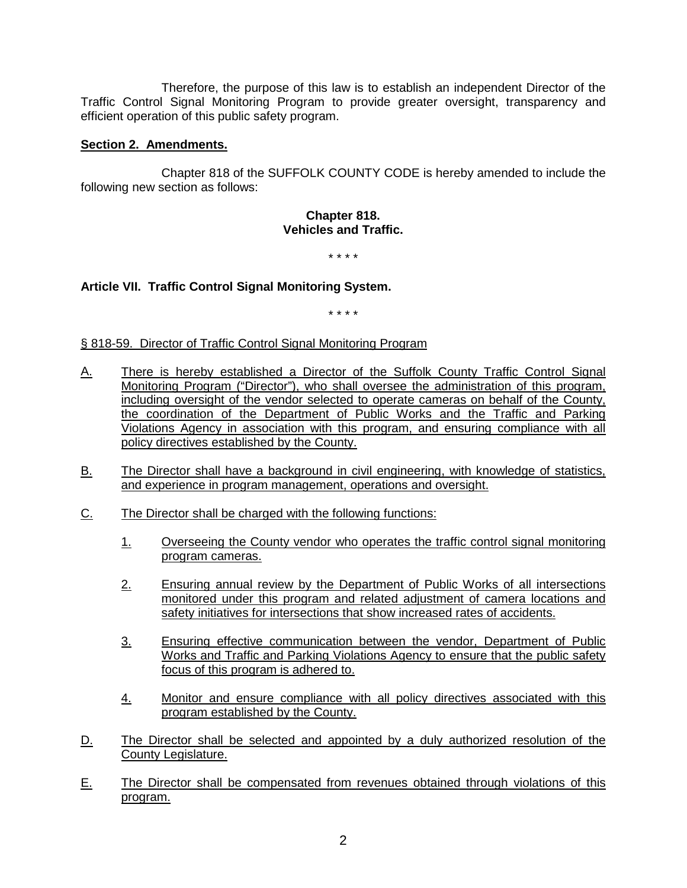Therefore, the purpose of this law is to establish an independent Director of the Traffic Control Signal Monitoring Program to provide greater oversight, transparency and efficient operation of this public safety program.

**Section 2. Amendments.**

Chapter 818 of the SUFFOLK COUNTY CODE is hereby amended to include the following new section as follows:

**Chapter 818.**
**Vehicles and Traffic.**

\* \* \* \*

**Article VII. Traffic Control Signal Monitoring System.**

\* \* \* \*

§ 818-59. Director of Traffic Control Signal Monitoring Program

A. There is hereby established a Director of the Suffolk County Traffic Control Signal Monitoring Program ("Director"), who shall oversee the administration of this program, including oversight of the vendor selected to operate cameras on behalf of the County, the coordination of the Department of Public Works and the Traffic and Parking Violations Agency in association with this program, and ensuring compliance with all policy directives established by the County.

B. The Director shall have a background in civil engineering, with knowledge of statistics, and experience in program management, operations and oversight.

C. The Director shall be charged with the following functions:

1. Overseeing the County vendor who operates the traffic control signal monitoring program cameras.

2. Ensuring annual review by the Department of Public Works of all intersections monitored under this program and related adjustment of camera locations and safety initiatives for intersections that show increased rates of accidents.

3. Ensuring effective communication between the vendor, Department of Public Works and Traffic and Parking Violations Agency to ensure that the public safety focus of this program is adhered to.

4. Monitor and ensure compliance with all policy directives associated with this program established by the County.

D. The Director shall be selected and appointed by a duly authorized resolution of the County Legislature.

E. The Director shall be compensated from revenues obtained through violations of this program.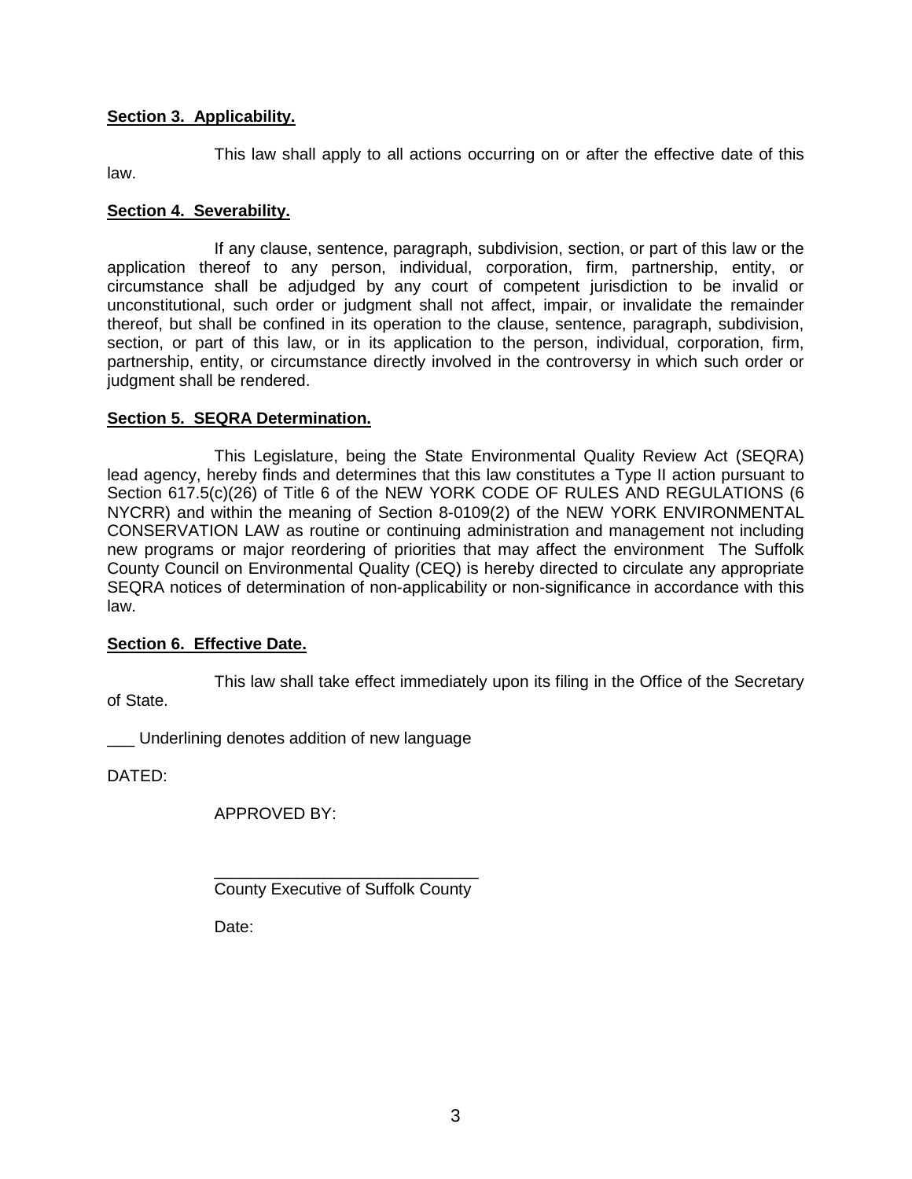**Section 3. Applicability.**

This law shall apply to all actions occurring on or after the effective date of this law.

**Section 4. Severability.**

If any clause, sentence, paragraph, subdivision, section, or part of this law or the application thereof to any person, individual, corporation, firm, partnership, entity, or circumstance shall be adjudged by any court of competent jurisdiction to be invalid or unconstitutional, such order or judgment shall not affect, impair, or invalidate the remainder thereof, but shall be confined in its operation to the clause, sentence, paragraph, subdivision, section, or part of this law, or in its application to the person, individual, corporation, firm, partnership, entity, or circumstance directly involved in the controversy in which such order or judgment shall be rendered.

**Section 5. SEQRA Determination.**

This Legislature, being the State Environmental Quality Review Act (SEQRA) lead agency, hereby finds and determines that this law constitutes a Type II action pursuant to Section 617.5(c)(26) of Title 6 of the NEW YORK CODE OF RULES AND REGULATIONS (6 NYCRR) and within the meaning of Section 8-0109(2) of the NEW YORK ENVIRONMENTAL CONSERVATION LAW as routine or continuing administration and management not including new programs or major reordering of priorities that may affect the environment The Suffolk County Council on Environmental Quality (CEQ) is hereby directed to circulate any appropriate SEQRA notices of determination of non-applicability or non-significance in accordance with this law.

**Section 6. Effective Date.**

This law shall take effect immediately upon its filing in the Office of the Secretary of State.

___ Underlining denotes addition of new language

DATED:

APPROVED BY:

_____________________________
County Executive of Suffolk County

Date: